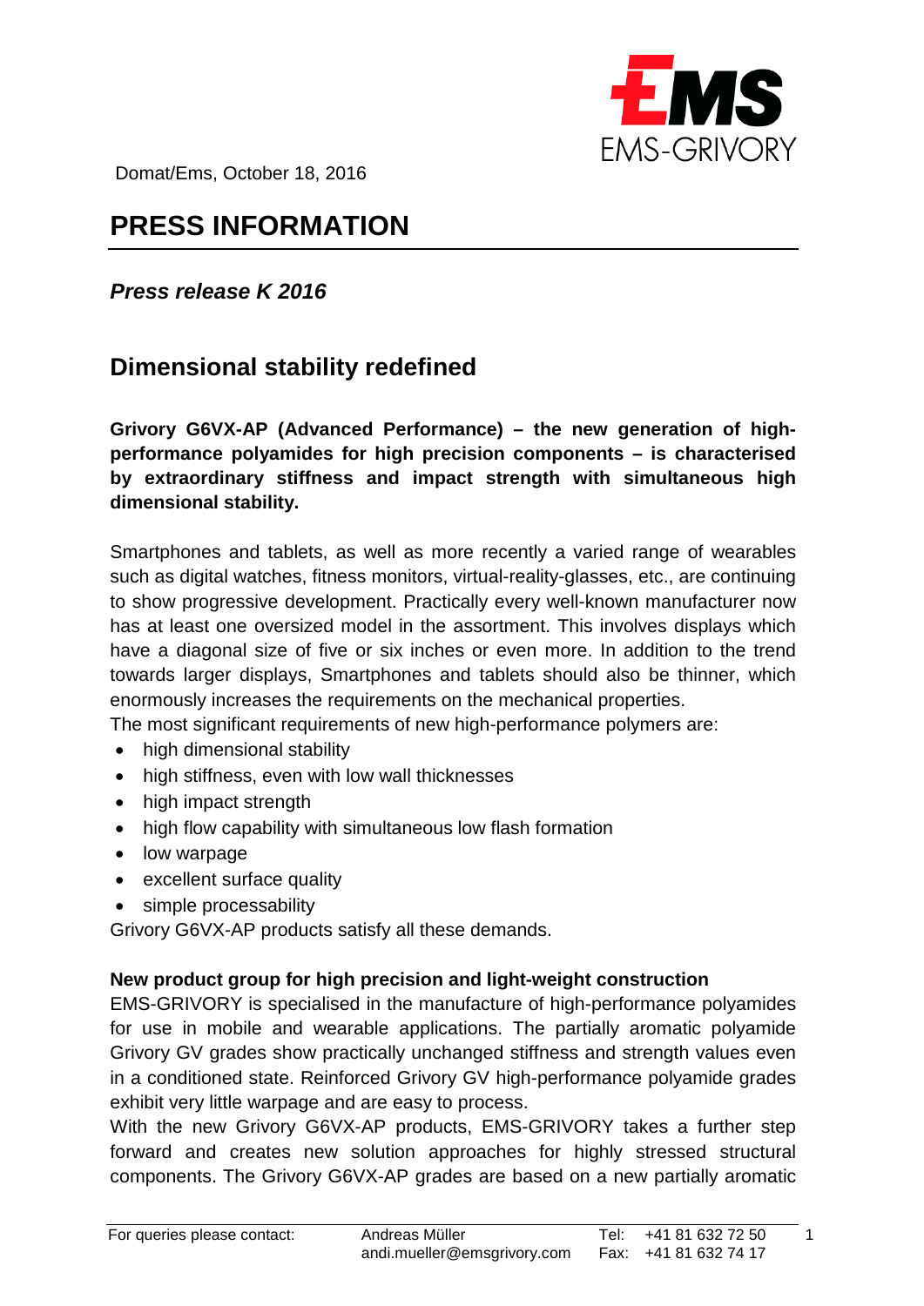Domat/Ems, October 18, 2016

# PRESS INFORMATION

***Press release K 2016***

## Dimensional stability redefined

**Grivory G6VX-AP (Advanced Performance) – the new generation of high-performance polyamides for high precision components – is characterised by extraordinary stiffness and impact strength with simultaneous high dimensional stability.**

Smartphones and tablets, as well as more recently a varied range of wearables such as digital watches, fitness monitors, virtual-reality-glasses, etc., are continuing to show progressive development. Practically every well-known manufacturer now has at least one oversized model in the assortment. This involves displays which have a diagonal size of five or six inches or even more. In addition to the trend towards larger displays, Smartphones and tablets should also be thinner, which enormously increases the requirements on the mechanical properties.
The most significant requirements of new high-performance polymers are:

- high dimensional stability
- high stiffness, even with low wall thicknesses
- high impact strength
- high flow capability with simultaneous low flash formation
- low warpage
- excellent surface quality
- simple processability

Grivory G6VX-AP products satisfy all these demands.

**New product group for high precision and light-weight construction**
EMS-GRIVORY is specialised in the manufacture of high-performance polyamides for use in mobile and wearable applications. The partially aromatic polyamide Grivory GV grades show practically unchanged stiffness and strength values even in a conditioned state. Reinforced Grivory GV high-performance polyamide grades exhibit very little warpage and are easy to process.
With the new Grivory G6VX-AP products, EMS-GRIVORY takes a further step forward and creates new solution approaches for highly stressed structural components. The Grivory G6VX-AP grades are based on a new partially aromatic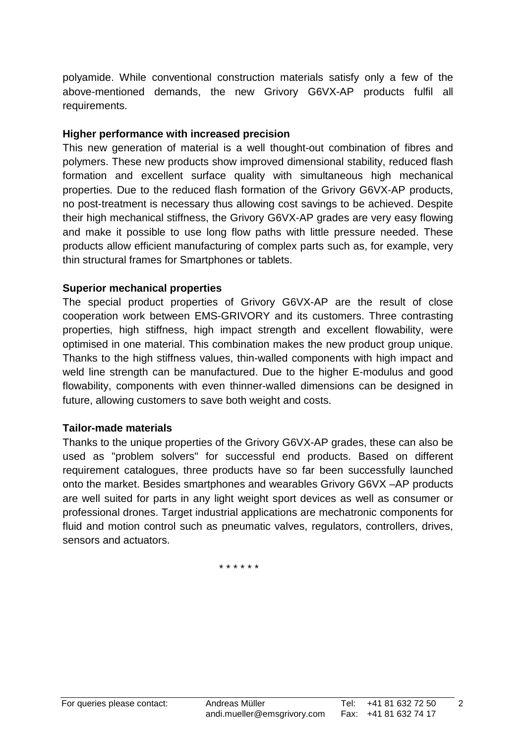polyamide. While conventional construction materials satisfy only a few of the above-mentioned demands, the new Grivory G6VX-AP products fulfil all requirements.

**Higher performance with increased precision**

This new generation of material is a well thought-out combination of fibres and polymers. These new products show improved dimensional stability, reduced flash formation and excellent surface quality with simultaneous high mechanical properties. Due to the reduced flash formation of the Grivory G6VX-AP products, no post-treatment is necessary thus allowing cost savings to be achieved. Despite their high mechanical stiffness, the Grivory G6VX-AP grades are very easy flowing and make it possible to use long flow paths with little pressure needed. These products allow efficient manufacturing of complex parts such as, for example, very thin structural frames for Smartphones or tablets.

**Superior mechanical properties**

The special product properties of Grivory G6VX-AP are the result of close cooperation work between EMS-GRIVORY and its customers. Three contrasting properties, high stiffness, high impact strength and excellent flowability, were optimised in one material. This combination makes the new product group unique. Thanks to the high stiffness values, thin-walled components with high impact and weld line strength can be manufactured. Due to the higher E-modulus and good flowability, components with even thinner-walled dimensions can be designed in future, allowing customers to save both weight and costs.

**Tailor-made materials**

Thanks to the unique properties of the Grivory G6VX-AP grades, these can also be used as "problem solvers" for successful end products. Based on different requirement catalogues, three products have so far been successfully launched onto the market. Besides smartphones and wearables Grivory G6VX –AP products are well suited for parts in any light weight sport devices as well as consumer or professional drones. Target industrial applications are mechatronic components for fluid and motion control such as pneumatic valves, regulators, controllers, drives, sensors and actuators.

\* \* \* \* \* \*

For queries please contact: Andreas Müller andi.mueller@emsgrivory.com Tel: +41 81 632 72 50 Fax: +41 81 632 74 17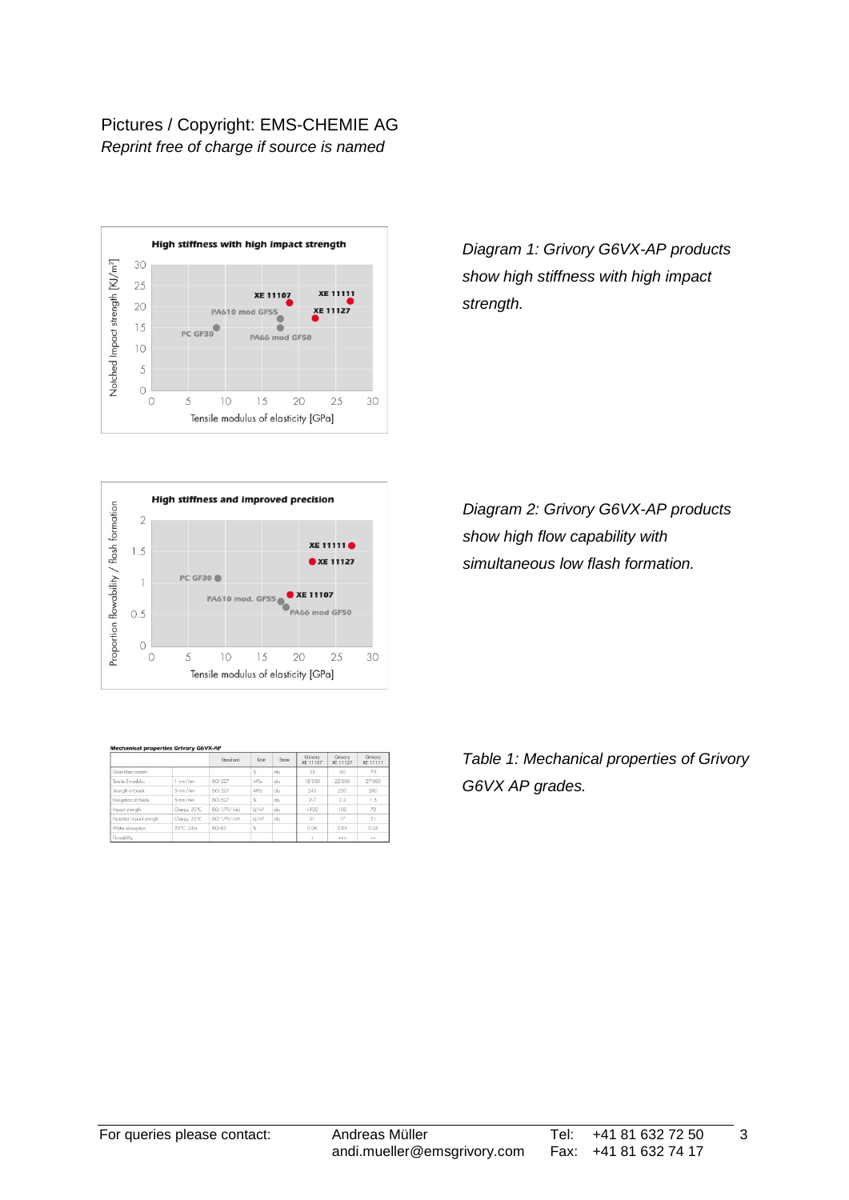Pictures / Copyright: EMS-CHEMIE AG

*Reprint free of charge if source is named*

**High stiffness with high impact strength**

*Diagram 1: Grivory G6VX-AP products show high stiffness with high impact strength.*

**High stiffness and improved precision**

*Diagram 2: Grivory G6VX-AP products show high flow capability with simultaneous low flash formation.*

**Mechanical properties Grivory G6VX-AP**

| | | Standard | Unit | State | Grivory XE 11107 | Grivory XE 11127 | Grivory XE 11111 |
|---|---|---|---|---|---|---|---|
| Glass fibre content | | | % | dry | 55 | 60 | 70 |
| Tensile E-modulus | 1 mm/min | ISO 527 | MPa | dry | 18'500 | 22'000 | 27'000 |
| Strength at break | 5 mm/min | ISO 527 | MPa | dry | 245 | 250 | 290 |
| Elongation at break | 5 mm/min | ISO 527 | % | dry | 2.7 | 2.3 | 1.5 |
| Impact strength | Charpy, 23°C | ISO 179/1eU | kJ/m² | dry | >100 | 100 | 70 |
| Notched impact strength | Charpy, 23°C | ISO 179/1eA | kJ/m² | dry | 21 | 17 | 21 |
| Water absorption | 23°C, 24hr | ISO 62 | % | | 0.06 | 0.05 | 0.04 |
| Flowability | | | | | + | +++ | ++ |

*Table 1: Mechanical properties of Grivory G6VX AP grades.*

For queries please contact: Andreas Müller, andi.mueller@emsgrivory.com, Tel: +41 81 632 72 50, Fax: +41 81 632 74 17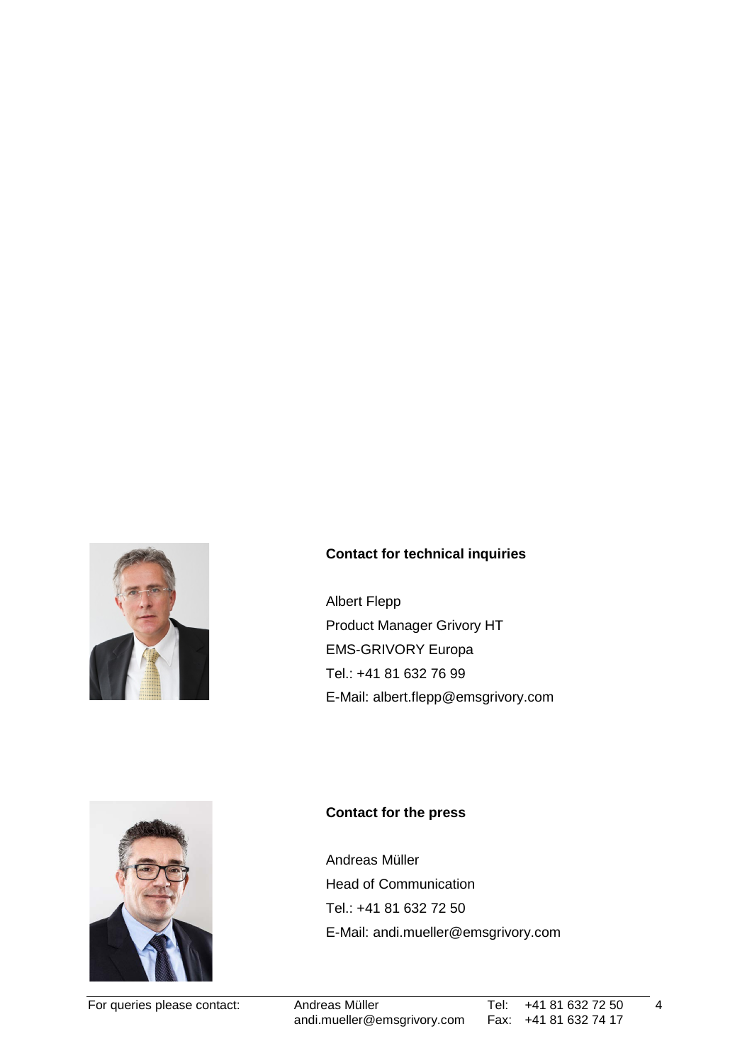**Contact for technical inquiries**

Albert Flepp
Product Manager Grivory HT
EMS-GRIVORY Europa
Tel.: +41 81 632 76 99
E-Mail: albert.flepp@emsgrivory.com

**Contact for the press**

Andreas Müller
Head of Communication
Tel.: +41 81 632 72 50
E-Mail: andi.mueller@emsgrivory.com